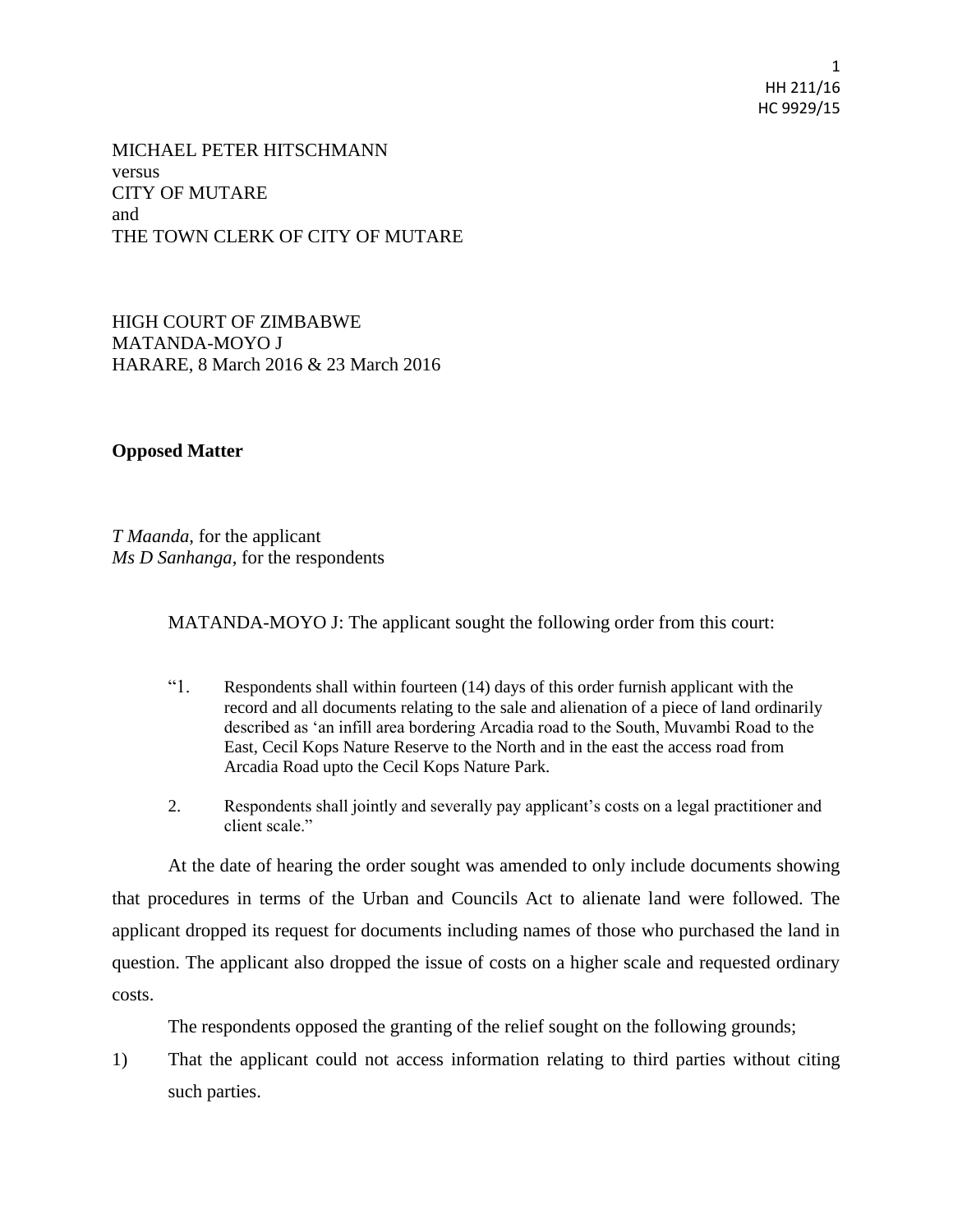MICHAEL PETER HITSCHMANN
versus
CITY OF MUTARE
and
THE TOWN CLERK OF CITY OF MUTARE

HIGH COURT OF ZIMBABWE
MATANDA-MOYO J
HARARE, 8 March 2016 & 23 March 2016

**Opposed Matter**

*T Maanda*, for the applicant
*Ms D Sanhanga*, for the respondents

MATANDA-MOYO J: The applicant sought the following order from this court:

> "1. Respondents shall within fourteen (14) days of this order furnish applicant with the record and all documents relating to the sale and alienation of a piece of land ordinarily described as 'an infill area bordering Arcadia road to the South, Muvambi Road to the East, Cecil Kops Nature Reserve to the North and in the east the access road from Arcadia Road upto the Cecil Kops Nature Park.
>
> 2. Respondents shall jointly and severally pay applicant's costs on a legal practitioner and client scale."

At the date of hearing the order sought was amended to only include documents showing that procedures in terms of the Urban and Councils Act to alienate land were followed. The applicant dropped its request for documents including names of those who purchased the land in question. The applicant also dropped the issue of costs on a higher scale and requested ordinary costs.

The respondents opposed the granting of the relief sought on the following grounds;

1) That the applicant could not access information relating to third parties without citing such parties.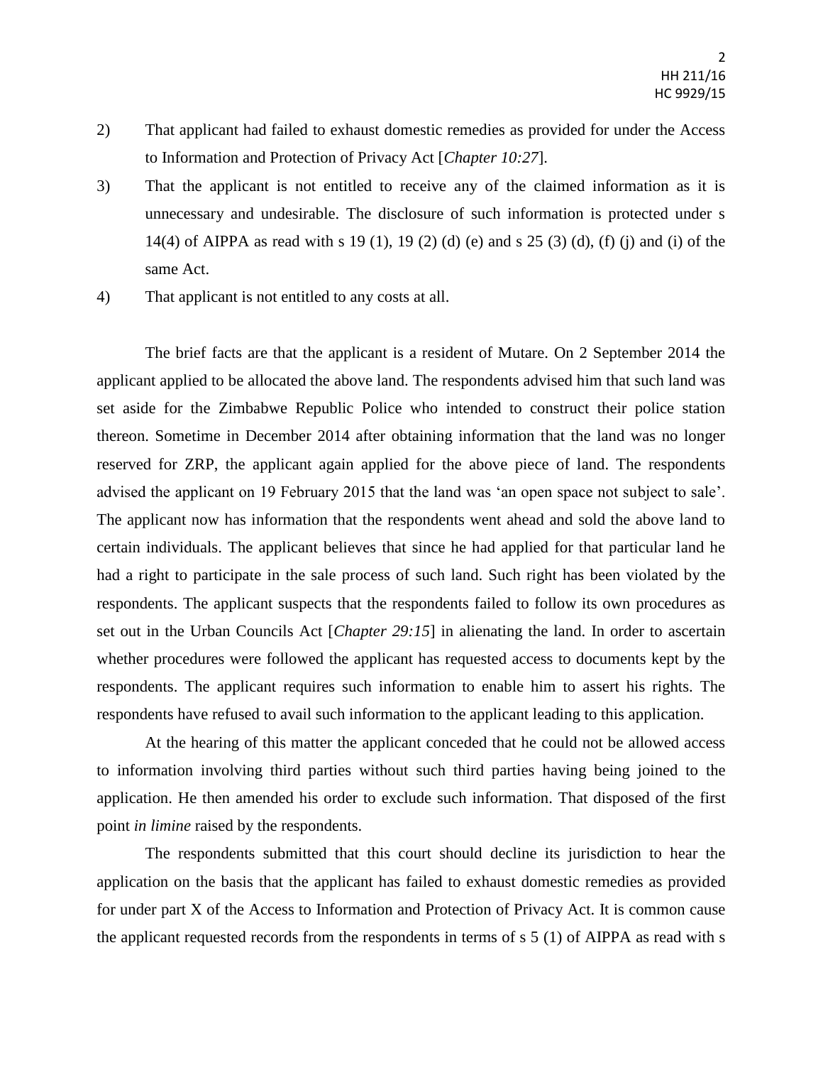2) That applicant had failed to exhaust domestic remedies as provided for under the Access to Information and Protection of Privacy Act [*Chapter 10:27*].

3) That the applicant is not entitled to receive any of the claimed information as it is unnecessary and undesirable. The disclosure of such information is protected under s 14(4) of AIPPA as read with s 19 (1), 19 (2) (d) (e) and s 25 (3) (d), (f) (j) and (i) of the same Act.

4) That applicant is not entitled to any costs at all.

The brief facts are that the applicant is a resident of Mutare. On 2 September 2014 the applicant applied to be allocated the above land. The respondents advised him that such land was set aside for the Zimbabwe Republic Police who intended to construct their police station thereon. Sometime in December 2014 after obtaining information that the land was no longer reserved for ZRP, the applicant again applied for the above piece of land. The respondents advised the applicant on 19 February 2015 that the land was 'an open space not subject to sale'. The applicant now has information that the respondents went ahead and sold the above land to certain individuals. The applicant believes that since he had applied for that particular land he had a right to participate in the sale process of such land. Such right has been violated by the respondents. The applicant suspects that the respondents failed to follow its own procedures as set out in the Urban Councils Act [*Chapter 29:15*] in alienating the land. In order to ascertain whether procedures were followed the applicant has requested access to documents kept by the respondents. The applicant requires such information to enable him to assert his rights. The respondents have refused to avail such information to the applicant leading to this application.

At the hearing of this matter the applicant conceded that he could not be allowed access to information involving third parties without such third parties having being joined to the application. He then amended his order to exclude such information. That disposed of the first point *in limine* raised by the respondents.

The respondents submitted that this court should decline its jurisdiction to hear the application on the basis that the applicant has failed to exhaust domestic remedies as provided for under part X of the Access to Information and Protection of Privacy Act. It is common cause the applicant requested records from the respondents in terms of s 5 (1) of AIPPA as read with s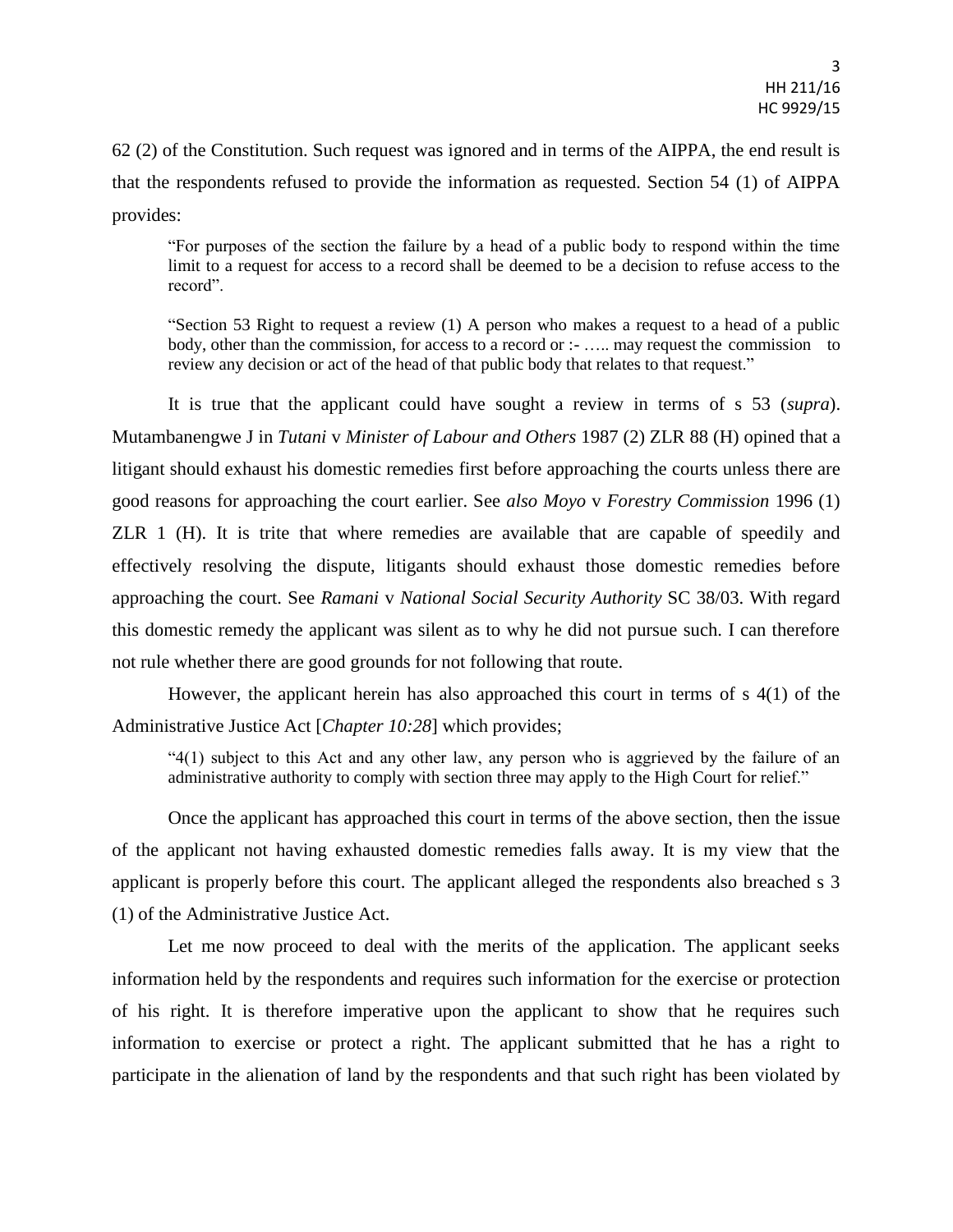62 (2) of the Constitution. Such request was ignored and in terms of the AIPPA, the end result is that the respondents refused to provide the information as requested. Section 54 (1) of AIPPA provides:

> "For purposes of the section the failure by a head of a public body to respond within the time limit to a request for access to a record shall be deemed to be a decision to refuse access to the record".

> "Section 53 Right to request a review (1) A person who makes a request to a head of a public body, other than the commission, for access to a record or :- ….. may request the commission to review any decision or act of the head of that public body that relates to that request."

It is true that the applicant could have sought a review in terms of s 53 (*supra*). Mutambanengwe J in *Tutani* v *Minister of Labour and Others* 1987 (2) ZLR 88 (H) opined that a litigant should exhaust his domestic remedies first before approaching the courts unless there are good reasons for approaching the court earlier. See *also Moyo* v *Forestry Commission* 1996 (1) ZLR 1 (H). It is trite that where remedies are available that are capable of speedily and effectively resolving the dispute, litigants should exhaust those domestic remedies before approaching the court. See *Ramani* v *National Social Security Authority* SC 38/03. With regard this domestic remedy the applicant was silent as to why he did not pursue such. I can therefore not rule whether there are good grounds for not following that route.

However, the applicant herein has also approached this court in terms of s 4(1) of the Administrative Justice Act [*Chapter 10:28*] which provides;

> "4(1) subject to this Act and any other law, any person who is aggrieved by the failure of an administrative authority to comply with section three may apply to the High Court for relief."

Once the applicant has approached this court in terms of the above section, then the issue of the applicant not having exhausted domestic remedies falls away. It is my view that the applicant is properly before this court. The applicant alleged the respondents also breached s 3 (1) of the Administrative Justice Act.

Let me now proceed to deal with the merits of the application. The applicant seeks information held by the respondents and requires such information for the exercise or protection of his right. It is therefore imperative upon the applicant to show that he requires such information to exercise or protect a right. The applicant submitted that he has a right to participate in the alienation of land by the respondents and that such right has been violated by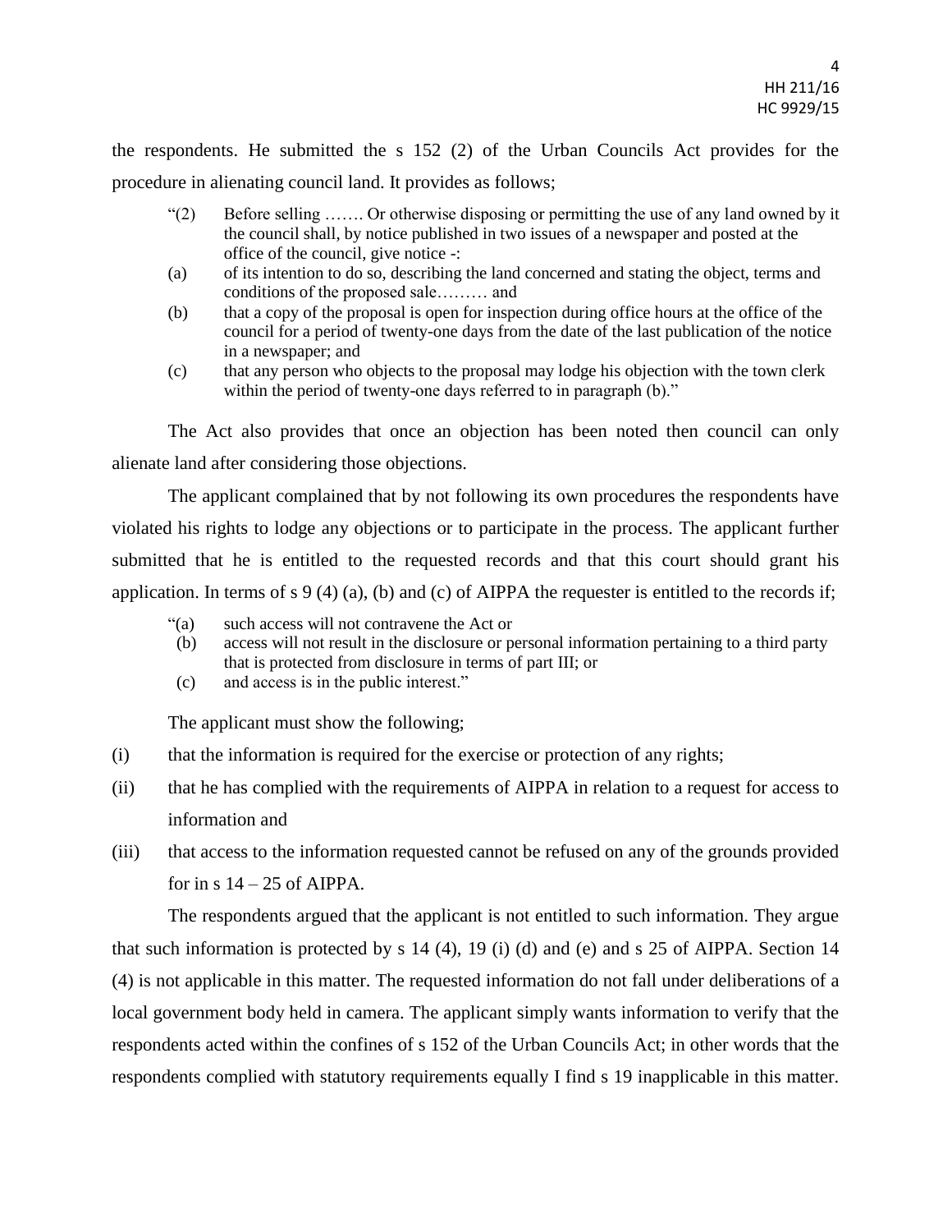the respondents. He submitted the s 152 (2) of the Urban Councils Act provides for the procedure in alienating council land. It provides as follows;

> "(2) Before selling ……. Or otherwise disposing or permitting the use of any land owned by it the council shall, by notice published in two issues of a newspaper and posted at the office of the council, give notice -:
>
> (a) of its intention to do so, describing the land concerned and stating the object, terms and conditions of the proposed sale……… and
>
> (b) that a copy of the proposal is open for inspection during office hours at the office of the council for a period of twenty-one days from the date of the last publication of the notice in a newspaper; and
>
> (c) that any person who objects to the proposal may lodge his objection with the town clerk within the period of twenty-one days referred to in paragraph (b)."

The Act also provides that once an objection has been noted then council can only alienate land after considering those objections.

The applicant complained that by not following its own procedures the respondents have violated his rights to lodge any objections or to participate in the process. The applicant further submitted that he is entitled to the requested records and that this court should grant his application. In terms of s 9 (4) (a), (b) and (c) of AIPPA the requester is entitled to the records if;

> "(a) such access will not contravene the Act or
>
> (b) access will not result in the disclosure or personal information pertaining to a third party that is protected from disclosure in terms of part III; or
>
> (c) and access is in the public interest."

The applicant must show the following;

(i) that the information is required for the exercise or protection of any rights;

(ii) that he has complied with the requirements of AIPPA in relation to a request for access to information and

(iii) that access to the information requested cannot be refused on any of the grounds provided for in s 14 – 25 of AIPPA.

The respondents argued that the applicant is not entitled to such information. They argue that such information is protected by s 14 (4), 19 (i) (d) and (e) and s 25 of AIPPA. Section 14 (4) is not applicable in this matter. The requested information do not fall under deliberations of a local government body held in camera. The applicant simply wants information to verify that the respondents acted within the confines of s 152 of the Urban Councils Act; in other words that the respondents complied with statutory requirements equally I find s 19 inapplicable in this matter.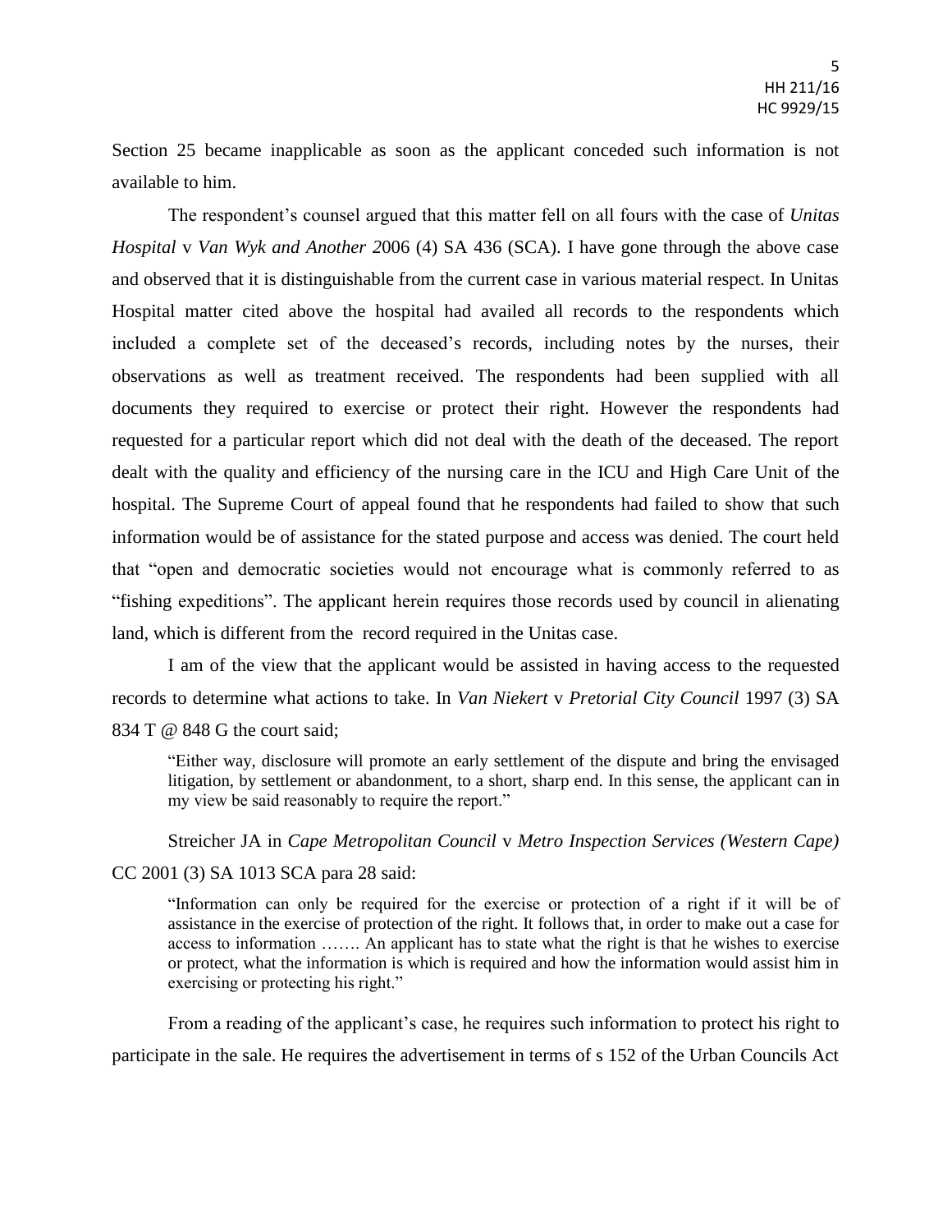Section 25 became inapplicable as soon as the applicant conceded such information is not available to him.

The respondent's counsel argued that this matter fell on all fours with the case of *Unitas Hospital* v *Van Wyk and Another 2*006 (4) SA 436 (SCA). I have gone through the above case and observed that it is distinguishable from the current case in various material respect. In Unitas Hospital matter cited above the hospital had availed all records to the respondents which included a complete set of the deceased's records, including notes by the nurses, their observations as well as treatment received. The respondents had been supplied with all documents they required to exercise or protect their right. However the respondents had requested for a particular report which did not deal with the death of the deceased. The report dealt with the quality and efficiency of the nursing care in the ICU and High Care Unit of the hospital. The Supreme Court of appeal found that he respondents had failed to show that such information would be of assistance for the stated purpose and access was denied. The court held that "open and democratic societies would not encourage what is commonly referred to as "fishing expeditions". The applicant herein requires those records used by council in alienating land, which is different from the record required in the Unitas case.

I am of the view that the applicant would be assisted in having access to the requested records to determine what actions to take. In *Van Niekert* v *Pretorial City Council* 1997 (3) SA 834 T @ 848 G the court said;

> "Either way, disclosure will promote an early settlement of the dispute and bring the envisaged litigation, by settlement or abandonment, to a short, sharp end. In this sense, the applicant can in my view be said reasonably to require the report."

Streicher JA in *Cape Metropolitan Council* v *Metro Inspection Services (Western Cape)* CC 2001 (3) SA 1013 SCA para 28 said:

> "Information can only be required for the exercise or protection of a right if it will be of assistance in the exercise of protection of the right. It follows that, in order to make out a case for access to information ……. An applicant has to state what the right is that he wishes to exercise or protect, what the information is which is required and how the information would assist him in exercising or protecting his right."

From a reading of the applicant's case, he requires such information to protect his right to participate in the sale. He requires the advertisement in terms of s 152 of the Urban Councils Act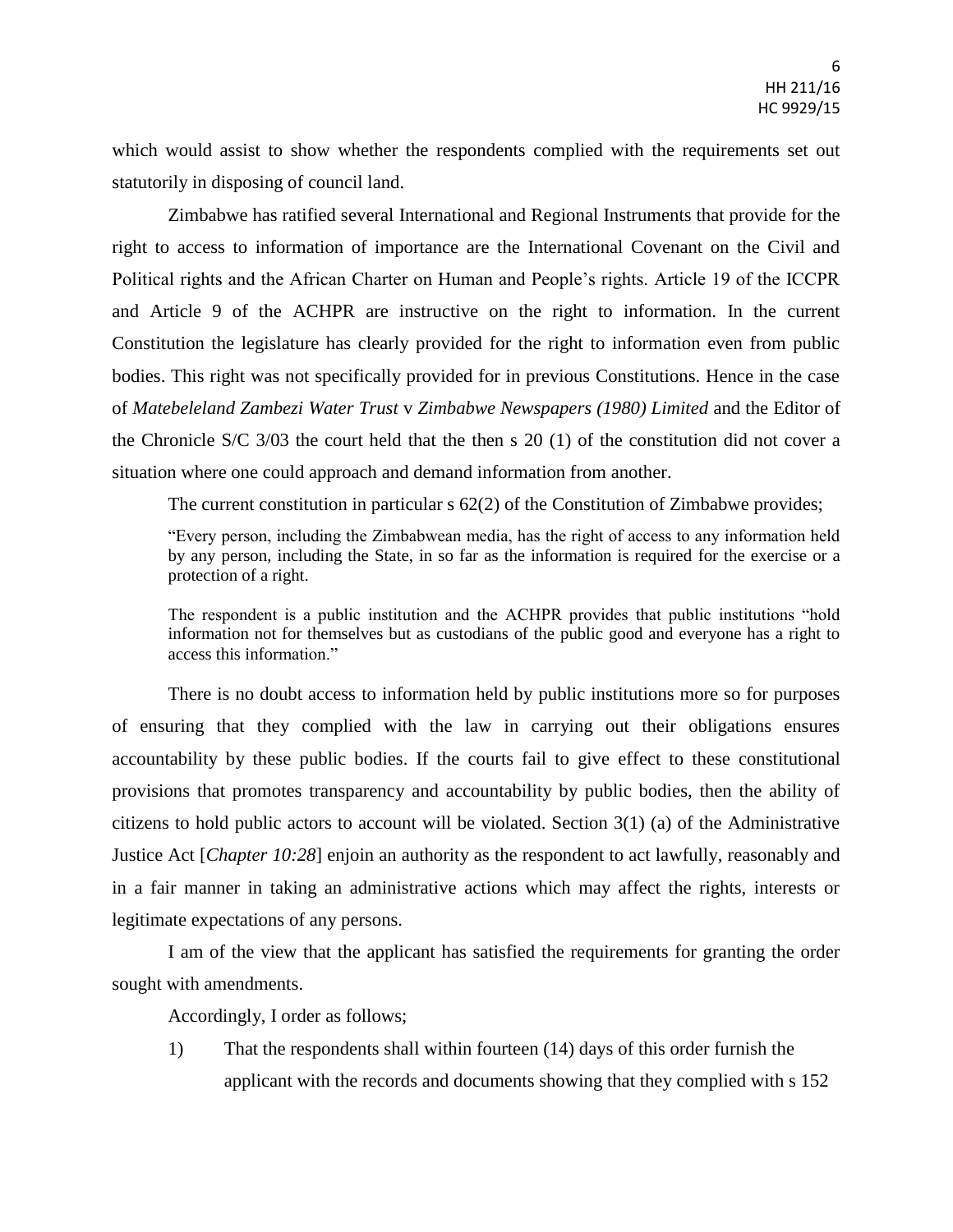which would assist to show whether the respondents complied with the requirements set out statutorily in disposing of council land.

Zimbabwe has ratified several International and Regional Instruments that provide for the right to access to information of importance are the International Covenant on the Civil and Political rights and the African Charter on Human and People's rights. Article 19 of the ICCPR and Article 9 of the ACHPR are instructive on the right to information. In the current Constitution the legislature has clearly provided for the right to information even from public bodies. This right was not specifically provided for in previous Constitutions. Hence in the case of *Matebeleland Zambezi Water Trust* v *Zimbabwe Newspapers (1980) Limited* and the Editor of the Chronicle S/C 3/03 the court held that the then s 20 (1) of the constitution did not cover a situation where one could approach and demand information from another.

The current constitution in particular s 62(2) of the Constitution of Zimbabwe provides;

> "Every person, including the Zimbabwean media, has the right of access to any information held by any person, including the State, in so far as the information is required for the exercise or a protection of a right.
>
> The respondent is a public institution and the ACHPR provides that public institutions "hold information not for themselves but as custodians of the public good and everyone has a right to access this information."

There is no doubt access to information held by public institutions more so for purposes of ensuring that they complied with the law in carrying out their obligations ensures accountability by these public bodies. If the courts fail to give effect to these constitutional provisions that promotes transparency and accountability by public bodies, then the ability of citizens to hold public actors to account will be violated. Section 3(1) (a) of the Administrative Justice Act [*Chapter 10:28*] enjoin an authority as the respondent to act lawfully, reasonably and in a fair manner in taking an administrative actions which may affect the rights, interests or legitimate expectations of any persons.

I am of the view that the applicant has satisfied the requirements for granting the order sought with amendments.

Accordingly, I order as follows;

1) That the respondents shall within fourteen (14) days of this order furnish the applicant with the records and documents showing that they complied with s 152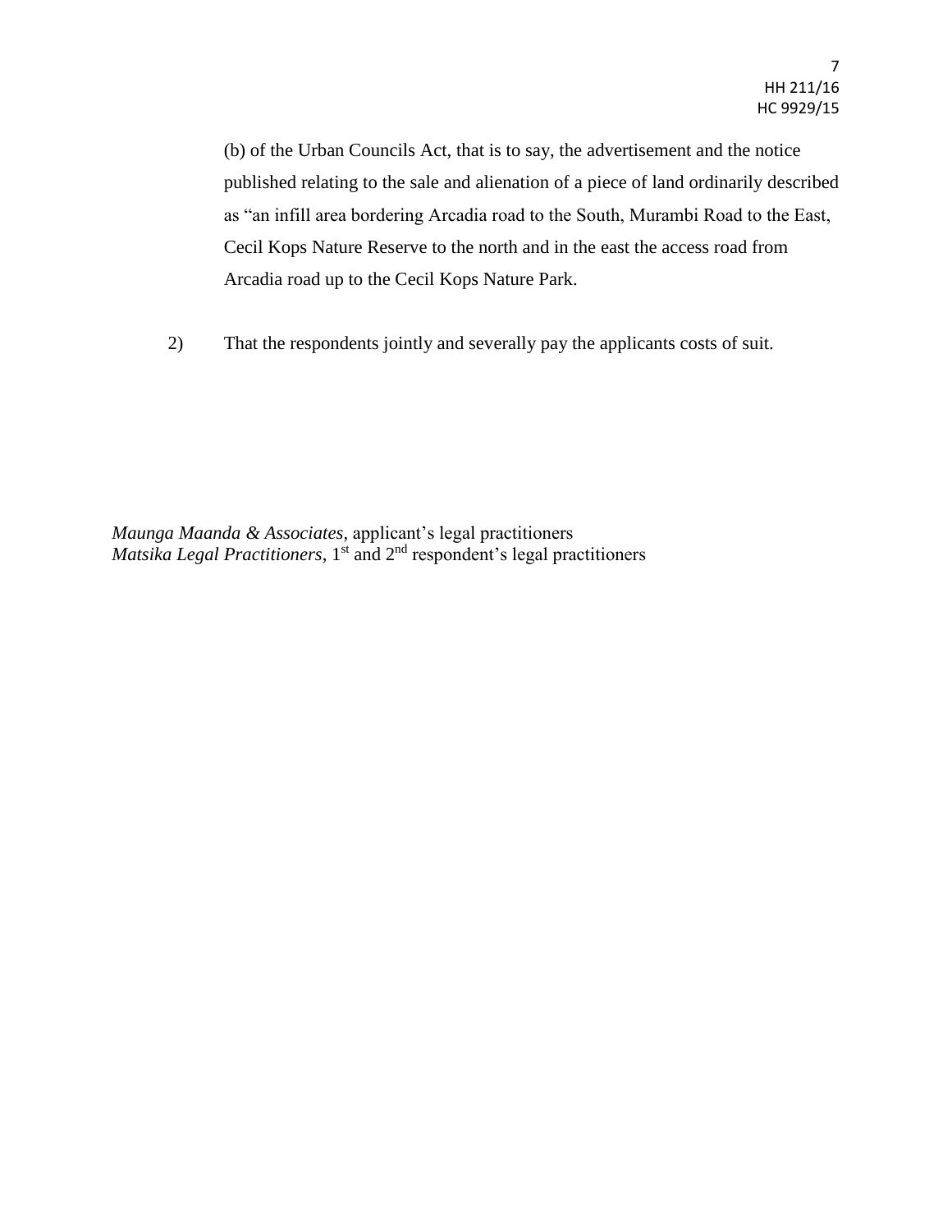(b) of the Urban Councils Act, that is to say, the advertisement and the notice published relating to the sale and alienation of a piece of land ordinarily described as "an infill area bordering Arcadia road to the South, Murambi Road to the East, Cecil Kops Nature Reserve to the north and in the east the access road from Arcadia road up to the Cecil Kops Nature Park.

2) That the respondents jointly and severally pay the applicants costs of suit.

*Maunga Maanda & Associates*, applicant's legal practitioners
*Matsika Legal Practitioners*, 1st and 2nd respondent's legal practitioners